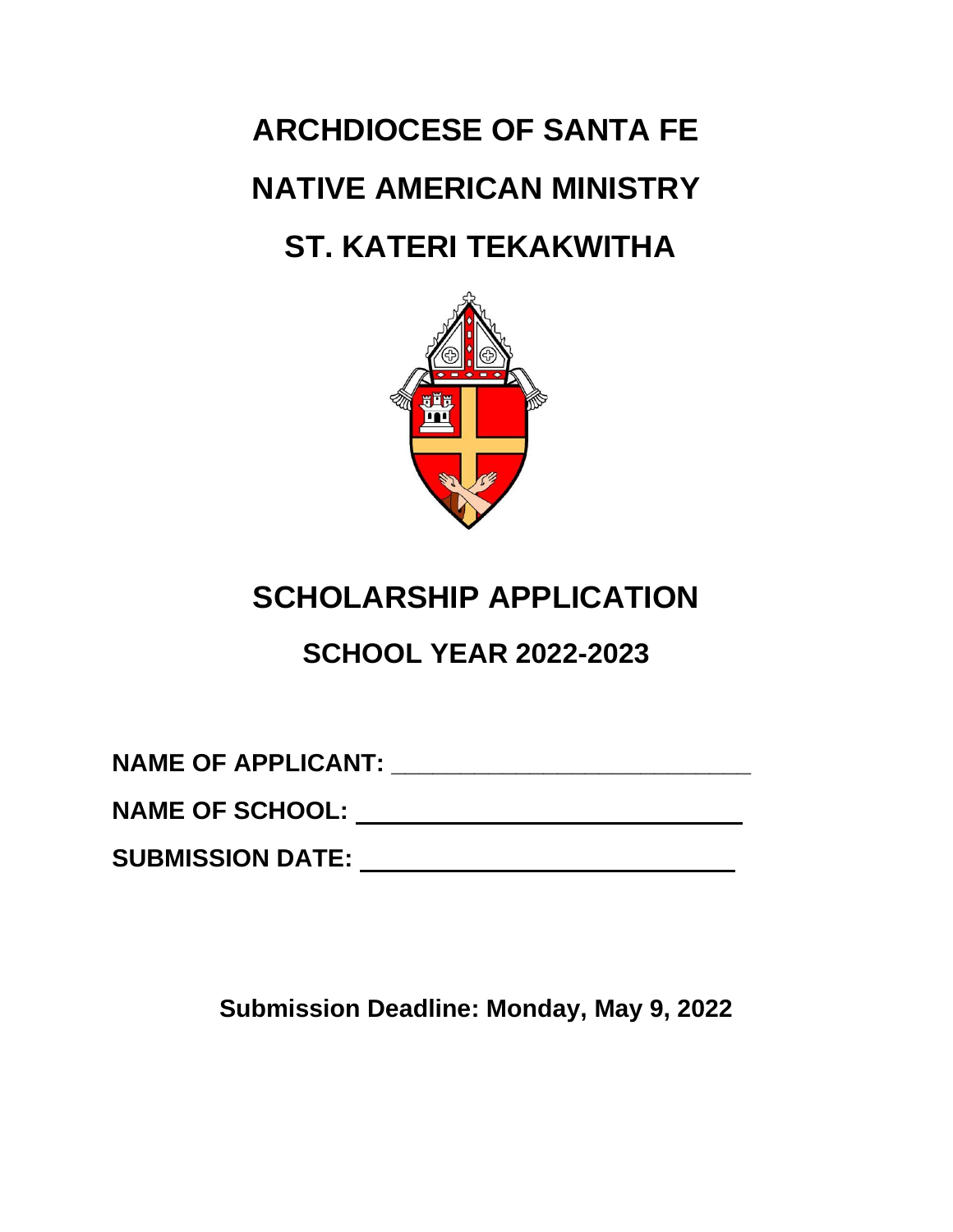# ARCHDIOCESE OF SANTA FE

# NATIVE AMERICAN MINISTRY

# ST. KATERI TEKAKWITHA

## SCHOLARSHIP APPLICATION

### SCHOOL YEAR 2022-2023

**NAME OF APPLICANT:** ___________________________

**NAME OF SCHOOL:** ___________________________

**SUBMISSION DATE:** ___________________________

**Submission Deadline: Monday, May 9, 2022**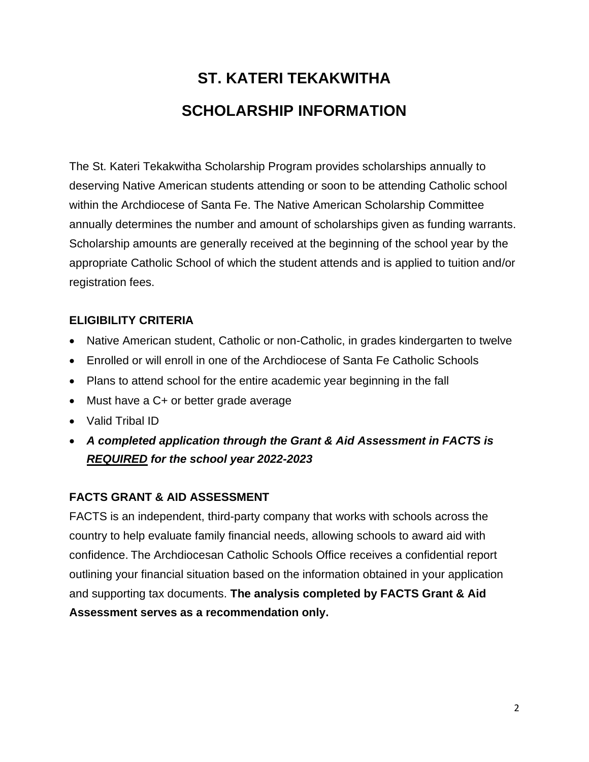# ST. KATERI TEKAKWITHA

# SCHOLARSHIP INFORMATION

The St. Kateri Tekakwitha Scholarship Program provides scholarships annually to deserving Native American students attending or soon to be attending Catholic school within the Archdiocese of Santa Fe. The Native American Scholarship Committee annually determines the number and amount of scholarships given as funding warrants. Scholarship amounts are generally received at the beginning of the school year by the appropriate Catholic School of which the student attends and is applied to tuition and/or registration fees.

**ELIGIBILITY CRITERIA**

- Native American student, Catholic or non-Catholic, in grades kindergarten to twelve
- Enrolled or will enroll in one of the Archdiocese of Santa Fe Catholic Schools
- Plans to attend school for the entire academic year beginning in the fall
- Must have a C+ or better grade average
- Valid Tribal ID
- ***A completed application through the Grant & Aid Assessment in FACTS is <u>REQUIRED</u> for the school year 2022-2023***

**FACTS GRANT & AID ASSESSMENT**

FACTS is an independent, third-party company that works with schools across the country to help evaluate family financial needs, allowing schools to award aid with confidence. The Archdiocesan Catholic Schools Office receives a confidential report outlining your financial situation based on the information obtained in your application and supporting tax documents. **The analysis completed by FACTS Grant & Aid Assessment serves as a recommendation only.**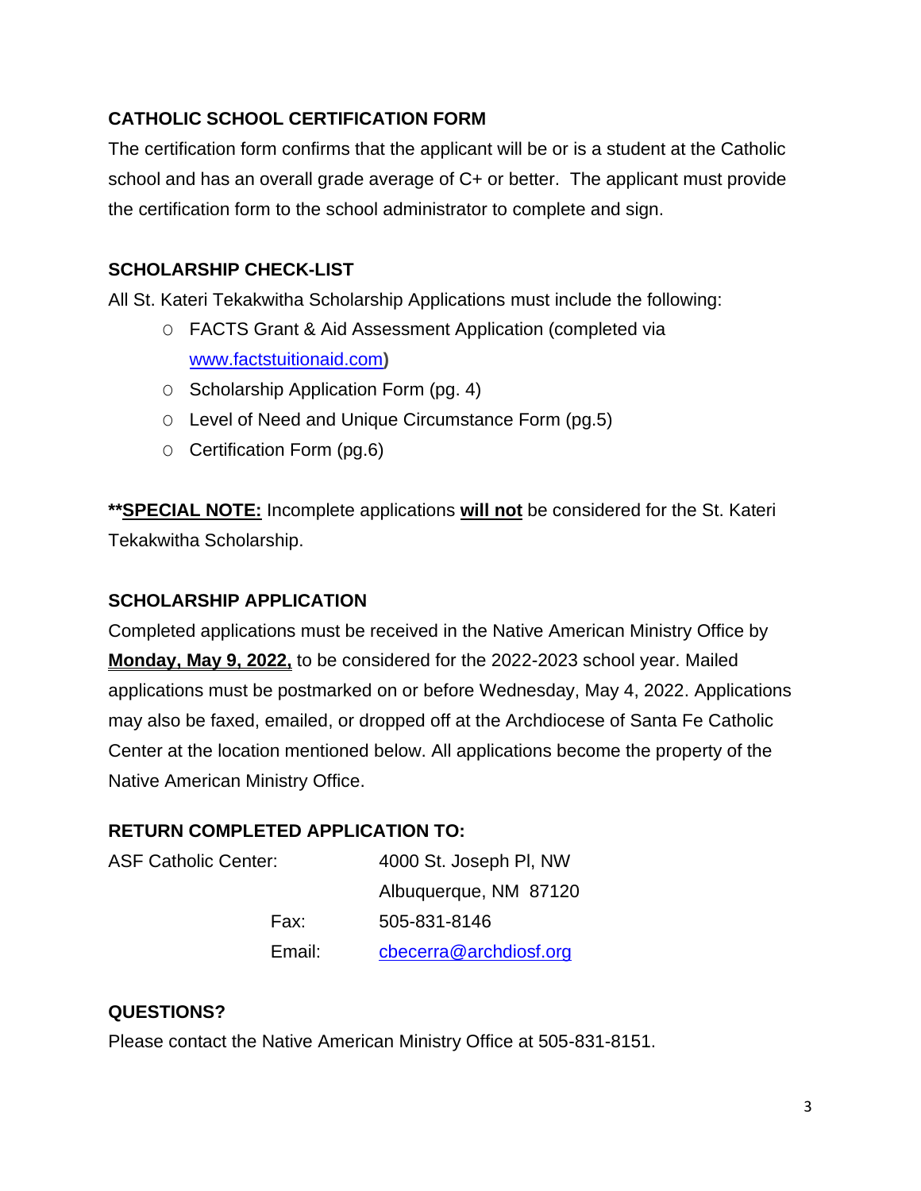## CATHOLIC SCHOOL CERTIFICATION FORM

The certification form confirms that the applicant will be or is a student at the Catholic school and has an overall grade average of C+ or better. The applicant must provide the certification form to the school administrator to complete and sign.

## SCHOLARSHIP CHECK-LIST

All St. Kateri Tekakwitha Scholarship Applications must include the following:

- FACTS Grant & Aid Assessment Application (completed via www.factstuitionaid.com)
- Scholarship Application Form (pg. 4)
- Level of Need and Unique Circumstance Form (pg.5)
- Certification Form (pg.6)

****SPECIAL NOTE:** Incomplete applications **will not** be considered for the St. Kateri Tekakwitha Scholarship.

## SCHOLARSHIP APPLICATION

Completed applications must be received in the Native American Ministry Office by **Monday, May 9, 2022,** to be considered for the 2022-2023 school year. Mailed applications must be postmarked on or before Wednesday, May 4, 2022. Applications may also be faxed, emailed, or dropped off at the Archdiocese of Santa Fe Catholic Center at the location mentioned below. All applications become the property of the Native American Ministry Office.

## RETURN COMPLETED APPLICATION TO:

ASF Catholic Center: 4000 St. Joseph Pl, NW
Albuquerque, NM 87120

Fax: 505-831-8146

Email: cbecerra@archdiosf.org

## QUESTIONS?

Please contact the Native American Ministry Office at 505-831-8151.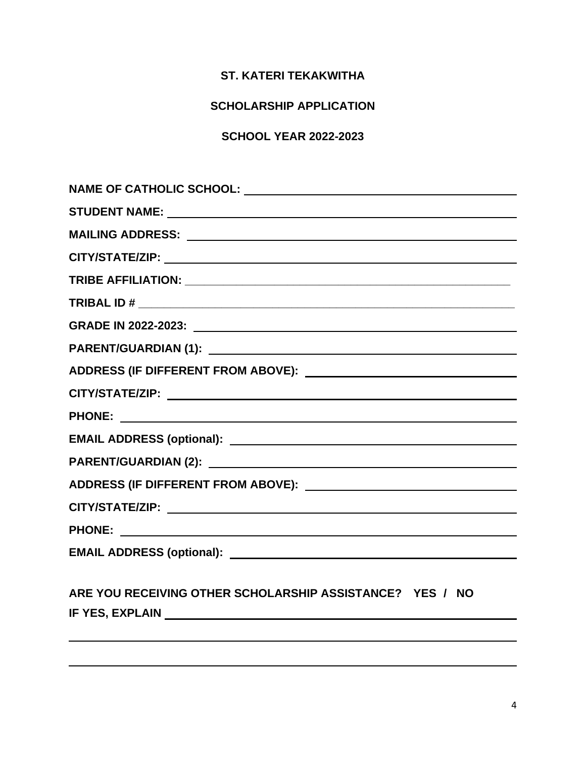**ST. KATERI TEKAKWITHA**

**SCHOLARSHIP APPLICATION**

**SCHOOL YEAR 2022-2023**

**NAME OF CATHOLIC SCHOOL:** ____________________________________________

**STUDENT NAME:** ____________________________________________

**MAILING ADDRESS:** ____________________________________________

**CITY/STATE/ZIP:** ____________________________________________

**TRIBE AFFILIATION:** ____________________________________________

**TRIBAL ID #** ____________________________________________

**GRADE IN 2022-2023:** ____________________________________________

**PARENT/GUARDIAN (1):** ____________________________________________

**ADDRESS (IF DIFFERENT FROM ABOVE):** ______________________________

**CITY/STATE/ZIP:** ____________________________________________

**PHONE:** ____________________________________________

**EMAIL ADDRESS (optional):** ____________________________________________

**PARENT/GUARDIAN (2):** ____________________________________________

**ADDRESS (IF DIFFERENT FROM ABOVE):** ______________________________

**CITY/STATE/ZIP:** ____________________________________________

**PHONE:** ____________________________________________

**EMAIL ADDRESS (optional):** ____________________________________________

**ARE YOU RECEIVING OTHER SCHOLARSHIP ASSISTANCE? YES / NO**

**IF YES, EXPLAIN** ____________________________________________

____________________________________________

____________________________________________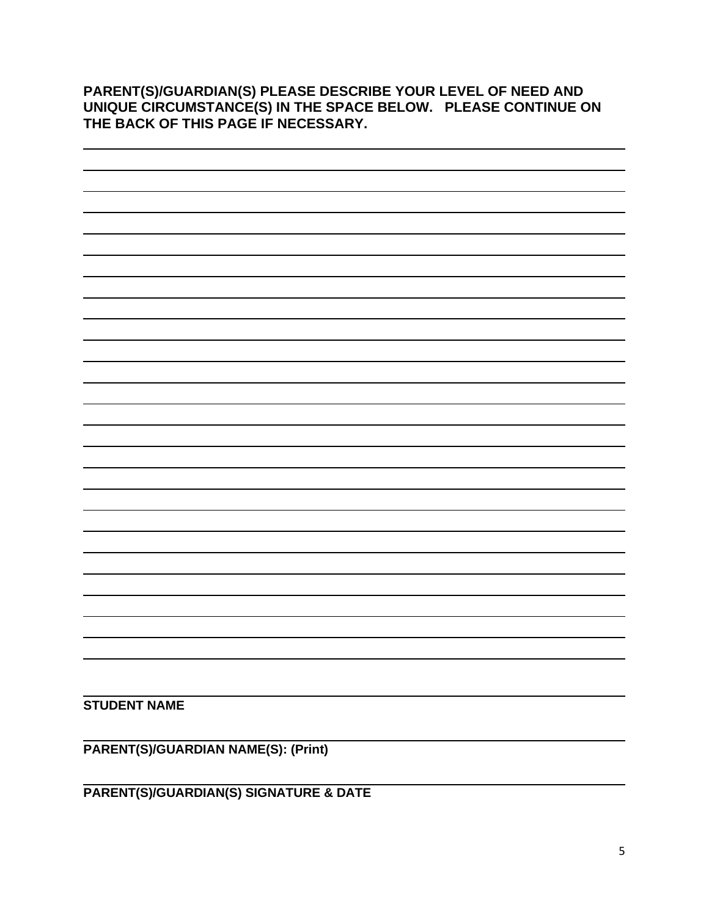**PARENT(S)/GUARDIAN(S) PLEASE DESCRIBE YOUR LEVEL OF NEED AND UNIQUE CIRCUMSTANCE(S) IN THE SPACE BELOW. PLEASE CONTINUE ON THE BACK OF THIS PAGE IF NECESSARY.**

______________________________________________________________________________

______________________________________________________________________________

______________________________________________________________________________

______________________________________________________________________________

______________________________________________________________________________

______________________________________________________________________________

______________________________________________________________________________

______________________________________________________________________________

______________________________________________________________________________

______________________________________________________________________________

______________________________________________________________________________

______________________________________________________________________________

______________________________________________________________________________

______________________________________________________________________________

______________________________________________________________________________

______________________________________________________________________________

______________________________________________________________________________

______________________________________________________________________________

______________________________________________________________________________

______________________________________________________________________________

______________________________________________________________________________

______________________________________________________________________________

______________________________________________________________________________

______________________________________________________________________________

______________________________________________________________________________

**STUDENT NAME**

______________________________________________________________________________

**PARENT(S)/GUARDIAN NAME(S): (Print)**

______________________________________________________________________________

**PARENT(S)/GUARDIAN(S) SIGNATURE & DATE**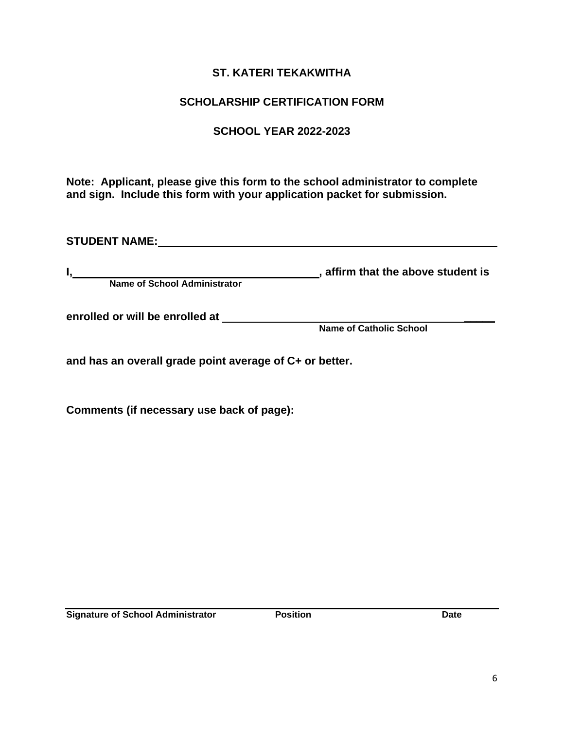**ST. KATERI TEKAKWITHA**

**SCHOLARSHIP CERTIFICATION FORM**

**SCHOOL YEAR 2022-2023**

**Note: Applicant, please give this form to the school administrator to complete and sign. Include this form with your application packet for submission.**

**STUDENT NAME:**\_\_\_\_\_\_\_\_\_\_\_\_\_\_\_\_\_\_\_\_\_\_\_\_\_\_\_\_\_\_\_\_\_\_\_\_\_\_\_\_\_\_\_\_\_\_\_\_\_\_\_\_

**I,**\_\_\_\_\_\_\_\_\_\_\_\_\_\_\_\_\_\_\_\_\_\_\_\_\_\_\_\_\_\_\_\_\_\_\_\_\_\_\_\_**, affirm that the above student is**
**Name of School Administrator**

**enrolled or will be enrolled at** \_\_\_\_\_\_\_\_\_\_\_\_\_\_\_\_\_\_\_\_\_\_\_\_\_\_\_\_\_\_\_\_\_\_\_\_\_\_\_\_\_\_\_\_
**Name of Catholic School**

**and has an overall grade point average of C+ or better.**

**Comments (if necessary use back of page):**

\_\_\_\_\_\_\_\_\_\_\_\_\_\_\_\_\_\_\_\_\_\_\_\_\_\_\_\_\_\_\_\_\_\_\_\_\_\_\_\_\_\_\_\_\_\_\_\_\_\_\_\_\_\_\_\_\_\_\_\_\_\_\_\_\_\_\_\_\_\_
**Signature of School Administrator** **Position** **Date**